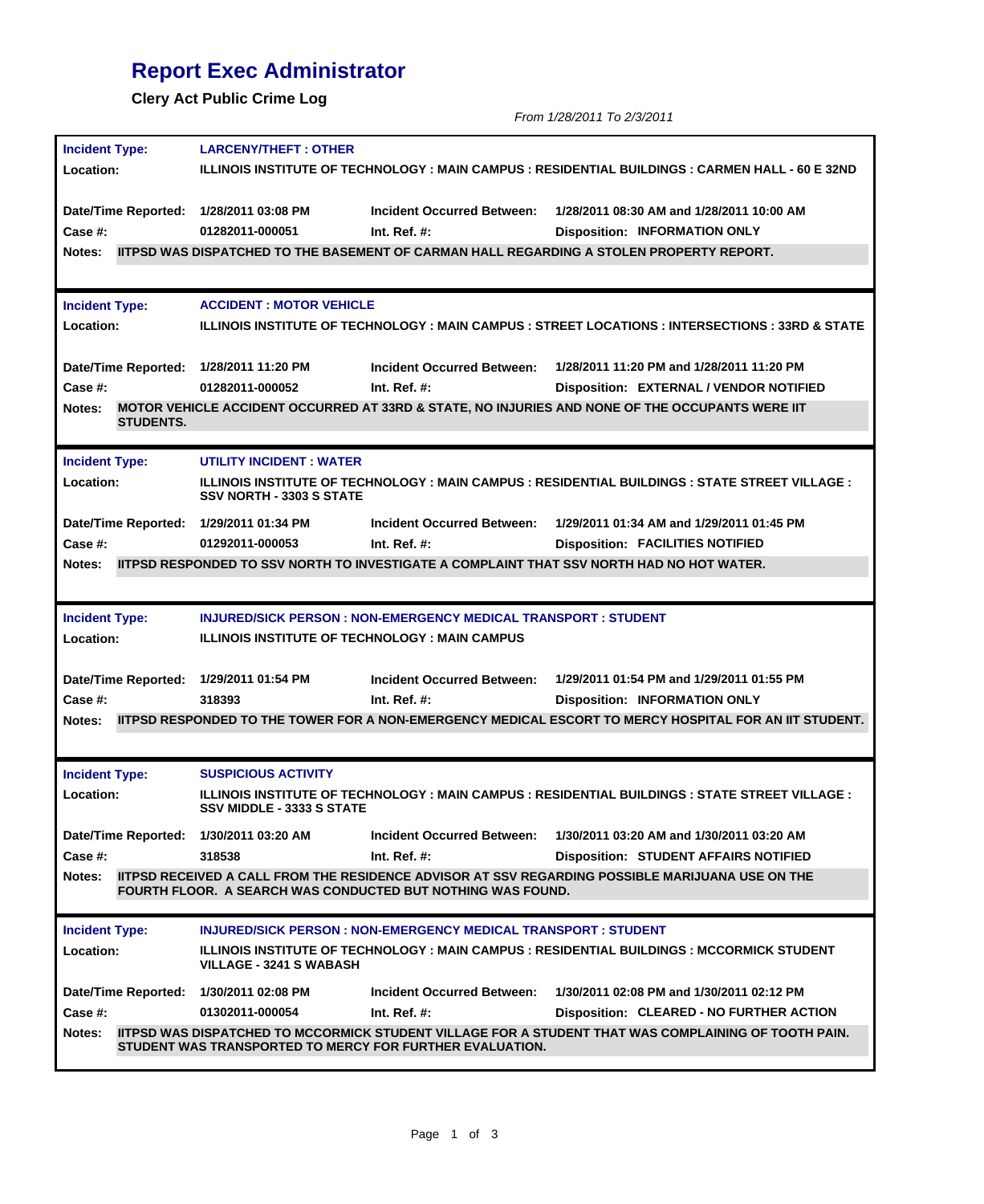# Report Exec Administrator

**Clery Act Public Crime Log**

*From 1/28/2011 To 2/3/2011*

---

**Incident Type:** LARCENY/THEFT : OTHER

**Location:** ILLINOIS INSTITUTE OF TECHNOLOGY : MAIN CAMPUS : RESIDENTIAL BUILDINGS : CARMEN HALL - 60 E 32ND

**Date/Time Reported:** 1/28/2011 03:08 PM
**Incident Occurred Between:** 1/28/2011 08:30 AM and 1/28/2011 10:00 AM
**Case #:** 01282011-000051
**Int. Ref. #:**
**Disposition:** INFORMATION ONLY

**Notes:** IITPSD WAS DISPATCHED TO THE BASEMENT OF CARMAN HALL REGARDING A STOLEN PROPERTY REPORT.

---

**Incident Type:** ACCIDENT : MOTOR VEHICLE

**Location:** ILLINOIS INSTITUTE OF TECHNOLOGY : MAIN CAMPUS : STREET LOCATIONS : INTERSECTIONS : 33RD & STATE

**Date/Time Reported:** 1/28/2011 11:20 PM
**Incident Occurred Between:** 1/28/2011 11:20 PM and 1/28/2011 11:20 PM
**Case #:** 01282011-000052
**Int. Ref. #:**
**Disposition:** EXTERNAL / VENDOR NOTIFIED

**Notes:** MOTOR VEHICLE ACCIDENT OCCURRED AT 33RD & STATE, NO INJURIES AND NONE OF THE OCCUPANTS WERE IIT STUDENTS.

---

**Incident Type:** UTILITY INCIDENT : WATER

**Location:** ILLINOIS INSTITUTE OF TECHNOLOGY : MAIN CAMPUS : RESIDENTIAL BUILDINGS : STATE STREET VILLAGE : SSV NORTH - 3303 S STATE

**Date/Time Reported:** 1/29/2011 01:34 PM
**Incident Occurred Between:** 1/29/2011 01:34 AM and 1/29/2011 01:45 PM
**Case #:** 01292011-000053
**Int. Ref. #:**
**Disposition:** FACILITIES NOTIFIED

**Notes:** IITPSD RESPONDED TO SSV NORTH TO INVESTIGATE A COMPLAINT THAT SSV NORTH HAD NO HOT WATER.

---

**Incident Type:** INJURED/SICK PERSON : NON-EMERGENCY MEDICAL TRANSPORT : STUDENT

**Location:** ILLINOIS INSTITUTE OF TECHNOLOGY : MAIN CAMPUS

**Date/Time Reported:** 1/29/2011 01:54 PM
**Incident Occurred Between:** 1/29/2011 01:54 PM and 1/29/2011 01:55 PM
**Case #:** 318393
**Int. Ref. #:**
**Disposition:** INFORMATION ONLY

**Notes:** IITPSD RESPONDED TO THE TOWER FOR A NON-EMERGENCY MEDICAL ESCORT TO MERCY HOSPITAL FOR AN IIT STUDENT.

---

**Incident Type:** SUSPICIOUS ACTIVITY

**Location:** ILLINOIS INSTITUTE OF TECHNOLOGY : MAIN CAMPUS : RESIDENTIAL BUILDINGS : STATE STREET VILLAGE : SSV MIDDLE - 3333 S STATE

**Date/Time Reported:** 1/30/2011 03:20 AM
**Incident Occurred Between:** 1/30/2011 03:20 AM and 1/30/2011 03:20 AM
**Case #:** 318538
**Int. Ref. #:**
**Disposition:** STUDENT AFFAIRS NOTIFIED

**Notes:** IITPSD RECEIVED A CALL FROM THE RESIDENCE ADVISOR AT SSV REGARDING POSSIBLE MARIJUANA USE ON THE FOURTH FLOOR. A SEARCH WAS CONDUCTED BUT NOTHING WAS FOUND.

---

**Incident Type:** INJURED/SICK PERSON : NON-EMERGENCY MEDICAL TRANSPORT : STUDENT

**Location:** ILLINOIS INSTITUTE OF TECHNOLOGY : MAIN CAMPUS : RESIDENTIAL BUILDINGS : MCCORMICK STUDENT VILLAGE - 3241 S WABASH

**Date/Time Reported:** 1/30/2011 02:08 PM
**Incident Occurred Between:** 1/30/2011 02:08 PM and 1/30/2011 02:12 PM
**Case #:** 01302011-000054
**Int. Ref. #:**
**Disposition:** CLEARED - NO FURTHER ACTION

**Notes:** IITPSD WAS DISPATCHED TO MCCORMICK STUDENT VILLAGE FOR A STUDENT THAT WAS COMPLAINING OF TOOTH PAIN. STUDENT WAS TRANSPORTED TO MERCY FOR FURTHER EVALUATION.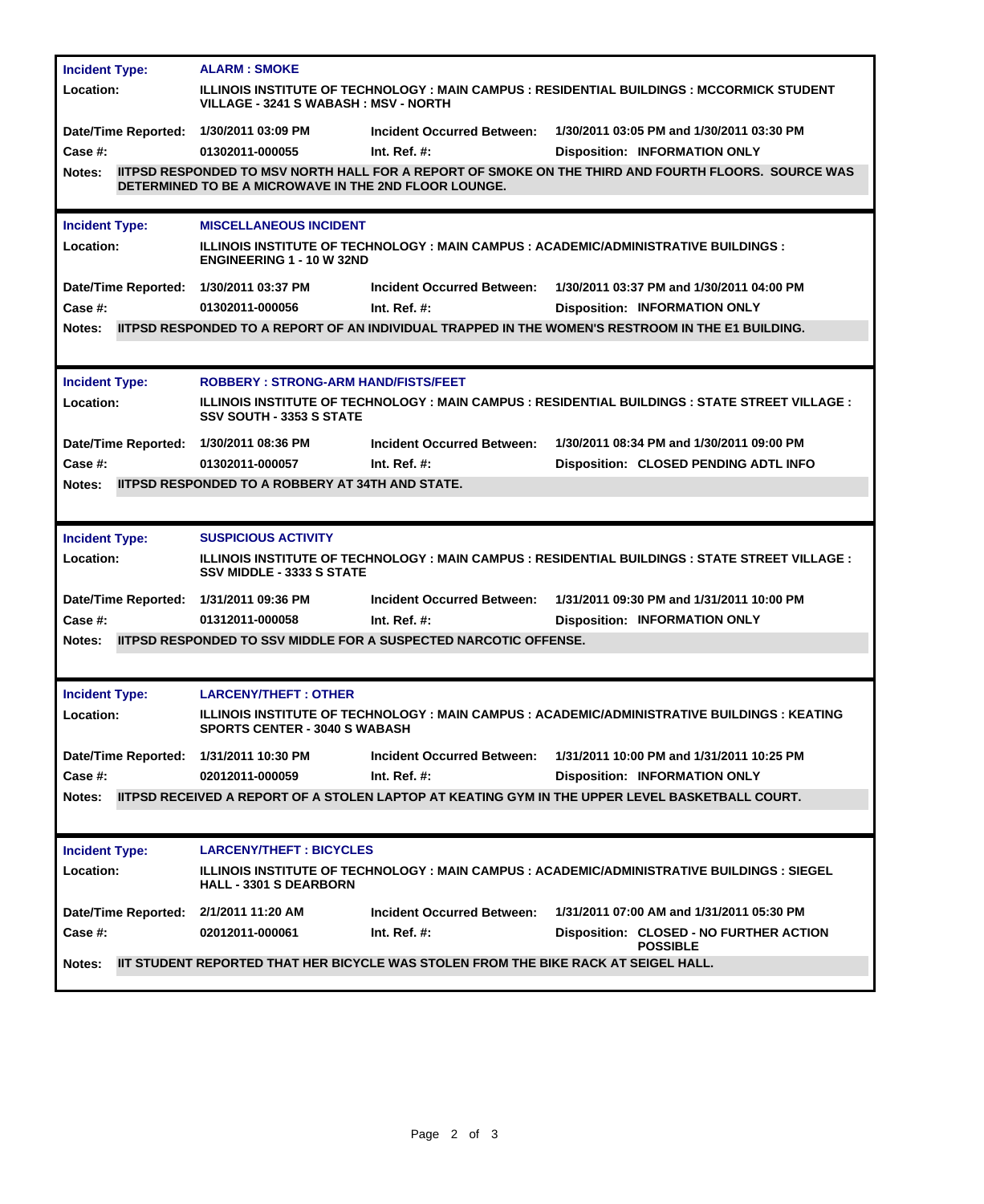| | |
|---|---|
| **Incident Type:** | **ALARM : SMOKE** |
| **Location:** | **ILLINOIS INSTITUTE OF TECHNOLOGY : MAIN CAMPUS : RESIDENTIAL BUILDINGS : MCCORMICK STUDENT VILLAGE - 3241 S WABASH : MSV - NORTH** |
| **Date/Time Reported:** | **1/30/2011 03:09 PM** |
| **Incident Occurred Between:** | **1/30/2011 03:05 PM and 1/30/2011 03:30 PM** |
| **Case #:** | **01302011-000055** |
| **Int. Ref. #:** | |
| **Disposition:** | **INFORMATION ONLY** |
| **Notes:** | **IITPSD RESPONDED TO MSV NORTH HALL FOR A REPORT OF SMOKE ON THE THIRD AND FOURTH FLOORS. SOURCE WAS DETERMINED TO BE A MICROWAVE IN THE 2ND FLOOR LOUNGE.** |

| | |
|---|---|
| **Incident Type:** | **MISCELLANEOUS INCIDENT** |
| **Location:** | **ILLINOIS INSTITUTE OF TECHNOLOGY : MAIN CAMPUS : ACADEMIC/ADMINISTRATIVE BUILDINGS : ENGINEERING 1 - 10 W 32ND** |
| **Date/Time Reported:** | **1/30/2011 03:37 PM** |
| **Incident Occurred Between:** | **1/30/2011 03:37 PM and 1/30/2011 04:00 PM** |
| **Case #:** | **01302011-000056** |
| **Int. Ref. #:** | |
| **Disposition:** | **INFORMATION ONLY** |
| **Notes:** | **IITPSD RESPONDED TO A REPORT OF AN INDIVIDUAL TRAPPED IN THE WOMEN'S RESTROOM IN THE E1 BUILDING.** |

| | |
|---|---|
| **Incident Type:** | **ROBBERY : STRONG-ARM HAND/FISTS/FEET** |
| **Location:** | **ILLINOIS INSTITUTE OF TECHNOLOGY : MAIN CAMPUS : RESIDENTIAL BUILDINGS : STATE STREET VILLAGE : SSV SOUTH - 3353 S STATE** |
| **Date/Time Reported:** | **1/30/2011 08:36 PM** |
| **Incident Occurred Between:** | **1/30/2011 08:34 PM and 1/30/2011 09:00 PM** |
| **Case #:** | **01302011-000057** |
| **Int. Ref. #:** | |
| **Disposition:** | **CLOSED PENDING ADTL INFO** |
| **Notes:** | **IITPSD RESPONDED TO A ROBBERY AT 34TH AND STATE.** |

| | |
|---|---|
| **Incident Type:** | **SUSPICIOUS ACTIVITY** |
| **Location:** | **ILLINOIS INSTITUTE OF TECHNOLOGY : MAIN CAMPUS : RESIDENTIAL BUILDINGS : STATE STREET VILLAGE : SSV MIDDLE - 3333 S STATE** |
| **Date/Time Reported:** | **1/31/2011 09:36 PM** |
| **Incident Occurred Between:** | **1/31/2011 09:30 PM and 1/31/2011 10:00 PM** |
| **Case #:** | **01312011-000058** |
| **Int. Ref. #:** | |
| **Disposition:** | **INFORMATION ONLY** |
| **Notes:** | **IITPSD RESPONDED TO SSV MIDDLE FOR A SUSPECTED NARCOTIC OFFENSE.** |

| | |
|---|---|
| **Incident Type:** | **LARCENY/THEFT : OTHER** |
| **Location:** | **ILLINOIS INSTITUTE OF TECHNOLOGY : MAIN CAMPUS : ACADEMIC/ADMINISTRATIVE BUILDINGS : KEATING SPORTS CENTER - 3040 S WABASH** |
| **Date/Time Reported:** | **1/31/2011 10:30 PM** |
| **Incident Occurred Between:** | **1/31/2011 10:00 PM and 1/31/2011 10:25 PM** |
| **Case #:** | **02012011-000059** |
| **Int. Ref. #:** | |
| **Disposition:** | **INFORMATION ONLY** |
| **Notes:** | **IITPSD RECEIVED A REPORT OF A STOLEN LAPTOP AT KEATING GYM IN THE UPPER LEVEL BASKETBALL COURT.** |

| | |
|---|---|
| **Incident Type:** | **LARCENY/THEFT : BICYCLES** |
| **Location:** | **ILLINOIS INSTITUTE OF TECHNOLOGY : MAIN CAMPUS : ACADEMIC/ADMINISTRATIVE BUILDINGS : SIEGEL HALL - 3301 S DEARBORN** |
| **Date/Time Reported:** | **2/1/2011 11:20 AM** |
| **Incident Occurred Between:** | **1/31/2011 07:00 AM and 1/31/2011 05:30 PM** |
| **Case #:** | **02012011-000061** |
| **Int. Ref. #:** | |
| **Disposition:** | **CLOSED - NO FURTHER ACTION POSSIBLE** |
| **Notes:** | **IIT STUDENT REPORTED THAT HER BICYCLE WAS STOLEN FROM THE BIKE RACK AT SEIGEL HALL.** |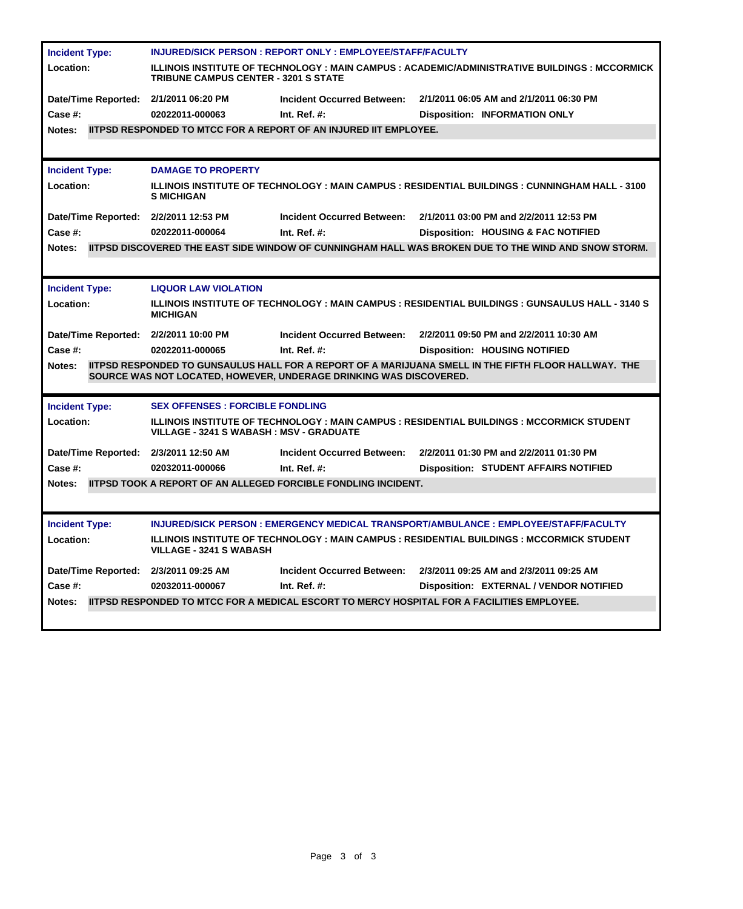**Incident Type:** INJURED/SICK PERSON : REPORT ONLY : EMPLOYEE/STAFF/FACULTY

**Location:** ILLINOIS INSTITUTE OF TECHNOLOGY : MAIN CAMPUS : ACADEMIC/ADMINISTRATIVE BUILDINGS : MCCORMICK TRIBUNE CAMPUS CENTER - 3201 S STATE

**Date/Time Reported:** 2/1/2011 06:20 PM | **Incident Occurred Between:** 2/1/2011 06:05 AM and 2/1/2011 06:30 PM

**Case #:** 02022011-000063 | **Int. Ref. #:** | **Disposition:** INFORMATION ONLY

**Notes:** IITPSD RESPONDED TO MTCC FOR A REPORT OF AN INJURED IIT EMPLOYEE.

---

**Incident Type:** DAMAGE TO PROPERTY

**Location:** ILLINOIS INSTITUTE OF TECHNOLOGY : MAIN CAMPUS : RESIDENTIAL BUILDINGS : CUNNINGHAM HALL - 3100 S MICHIGAN

**Date/Time Reported:** 2/2/2011 12:53 PM | **Incident Occurred Between:** 2/1/2011 03:00 PM and 2/2/2011 12:53 PM

**Case #:** 02022011-000064 | **Int. Ref. #:** | **Disposition:** HOUSING & FAC NOTIFIED

**Notes:** IITPSD DISCOVERED THE EAST SIDE WINDOW OF CUNNINGHAM HALL WAS BROKEN DUE TO THE WIND AND SNOW STORM.

---

**Incident Type:** LIQUOR LAW VIOLATION

**Location:** ILLINOIS INSTITUTE OF TECHNOLOGY : MAIN CAMPUS : RESIDENTIAL BUILDINGS : GUNSAULUS HALL - 3140 S MICHIGAN

**Date/Time Reported:** 2/2/2011 10:00 PM | **Incident Occurred Between:** 2/2/2011 09:50 PM and 2/2/2011 10:30 AM

**Case #:** 02022011-000065 | **Int. Ref. #:** | **Disposition:** HOUSING NOTIFIED

**Notes:** IITPSD RESPONDED TO GUNSAULUS HALL FOR A REPORT OF A MARIJUANA SMELL IN THE FIFTH FLOOR HALLWAY. THE SOURCE WAS NOT LOCATED, HOWEVER, UNDERAGE DRINKING WAS DISCOVERED.

---

**Incident Type:** SEX OFFENSES : FORCIBLE FONDLING

**Location:** ILLINOIS INSTITUTE OF TECHNOLOGY : MAIN CAMPUS : RESIDENTIAL BUILDINGS : MCCORMICK STUDENT VILLAGE - 3241 S WABASH : MSV - GRADUATE

**Date/Time Reported:** 2/3/2011 12:50 AM | **Incident Occurred Between:** 2/2/2011 01:30 PM and 2/2/2011 01:30 PM

**Case #:** 02032011-000066 | **Int. Ref. #:** | **Disposition:** STUDENT AFFAIRS NOTIFIED

**Notes:** IITPSD TOOK A REPORT OF AN ALLEGED FORCIBLE FONDLING INCIDENT.

---

**Incident Type:** INJURED/SICK PERSON : EMERGENCY MEDICAL TRANSPORT/AMBULANCE : EMPLOYEE/STAFF/FACULTY

**Location:** ILLINOIS INSTITUTE OF TECHNOLOGY : MAIN CAMPUS : RESIDENTIAL BUILDINGS : MCCORMICK STUDENT VILLAGE - 3241 S WABASH

**Date/Time Reported:** 2/3/2011 09:25 AM | **Incident Occurred Between:** 2/3/2011 09:25 AM and 2/3/2011 09:25 AM

**Case #:** 02032011-000067 | **Int. Ref. #:** | **Disposition:** EXTERNAL / VENDOR NOTIFIED

**Notes:** IITPSD RESPONDED TO MTCC FOR A MEDICAL ESCORT TO MERCY HOSPITAL FOR A FACILITIES EMPLOYEE.